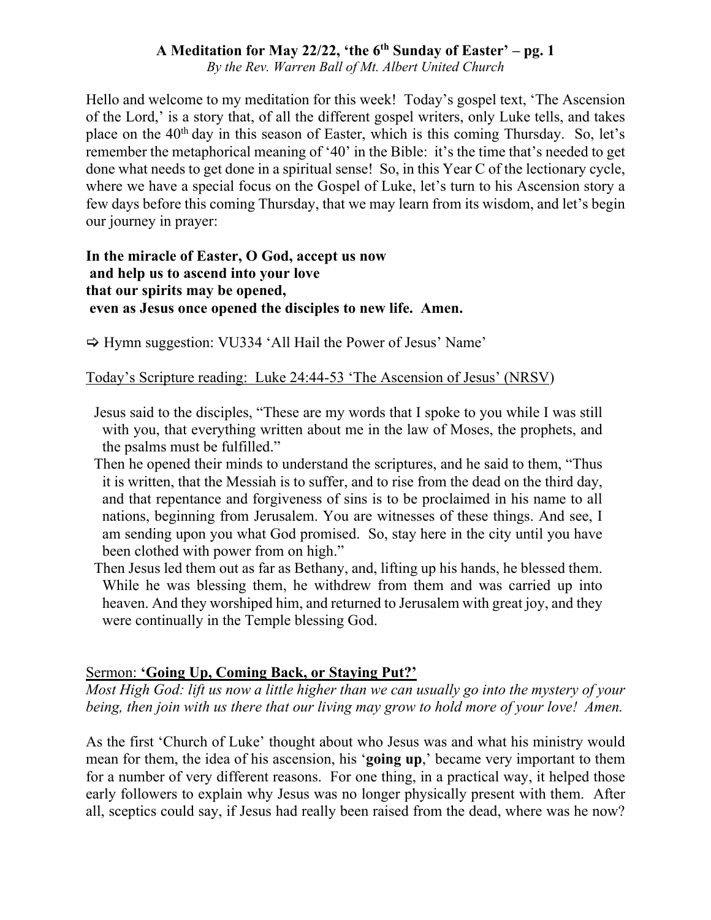# A Meditation for May 22/22, 'the 6th Sunday of Easter' – pg. 1

*By the Rev. Warren Ball of Mt. Albert United Church*

Hello and welcome to my meditation for this week! Today's gospel text, 'The Ascension of the Lord,' is a story that, of all the different gospel writers, only Luke tells, and takes place on the 40th day in this season of Easter, which is this coming Thursday. So, let's remember the metaphorical meaning of '40' in the Bible: it's the time that's needed to get done what needs to get done in a spiritual sense! So, in this Year C of the lectionary cycle, where we have a special focus on the Gospel of Luke, let's turn to his Ascension story a few days before this coming Thursday, that we may learn from its wisdom, and let's begin our journey in prayer:

**In the miracle of Easter, O God, accept us now**
**and help us to ascend into your love**
**that our spirits may be opened,**
**even as Jesus once opened the disciples to new life. Amen.**

⇨ Hymn suggestion: VU334 'All Hail the Power of Jesus' Name'

Today's Scripture reading: Luke 24:44-53 'The Ascension of Jesus' (NRSV)

Jesus said to the disciples, "These are my words that I spoke to you while I was still with you, that everything written about me in the law of Moses, the prophets, and the psalms must be fulfilled."

Then he opened their minds to understand the scriptures, and he said to them, "Thus it is written, that the Messiah is to suffer, and to rise from the dead on the third day, and that repentance and forgiveness of sins is to be proclaimed in his name to all nations, beginning from Jerusalem. You are witnesses of these things. And see, I am sending upon you what God promised. So, stay here in the city until you have been clothed with power from on high."

Then Jesus led them out as far as Bethany, and, lifting up his hands, he blessed them. While he was blessing them, he withdrew from them and was carried up into heaven. And they worshiped him, and returned to Jerusalem with great joy, and they were continually in the Temple blessing God.

## Sermon: 'Going Up, Coming Back, or Staying Put?'

*Most High God: lift us now a little higher than we can usually go into the mystery of your being, then join with us there that our living may grow to hold more of your love! Amen.*

As the first 'Church of Luke' thought about who Jesus was and what his ministry would mean for them, the idea of his ascension, his '**going up**,' became very important to them for a number of very different reasons. For one thing, in a practical way, it helped those early followers to explain why Jesus was no longer physically present with them. After all, sceptics could say, if Jesus had really been raised from the dead, where was he now?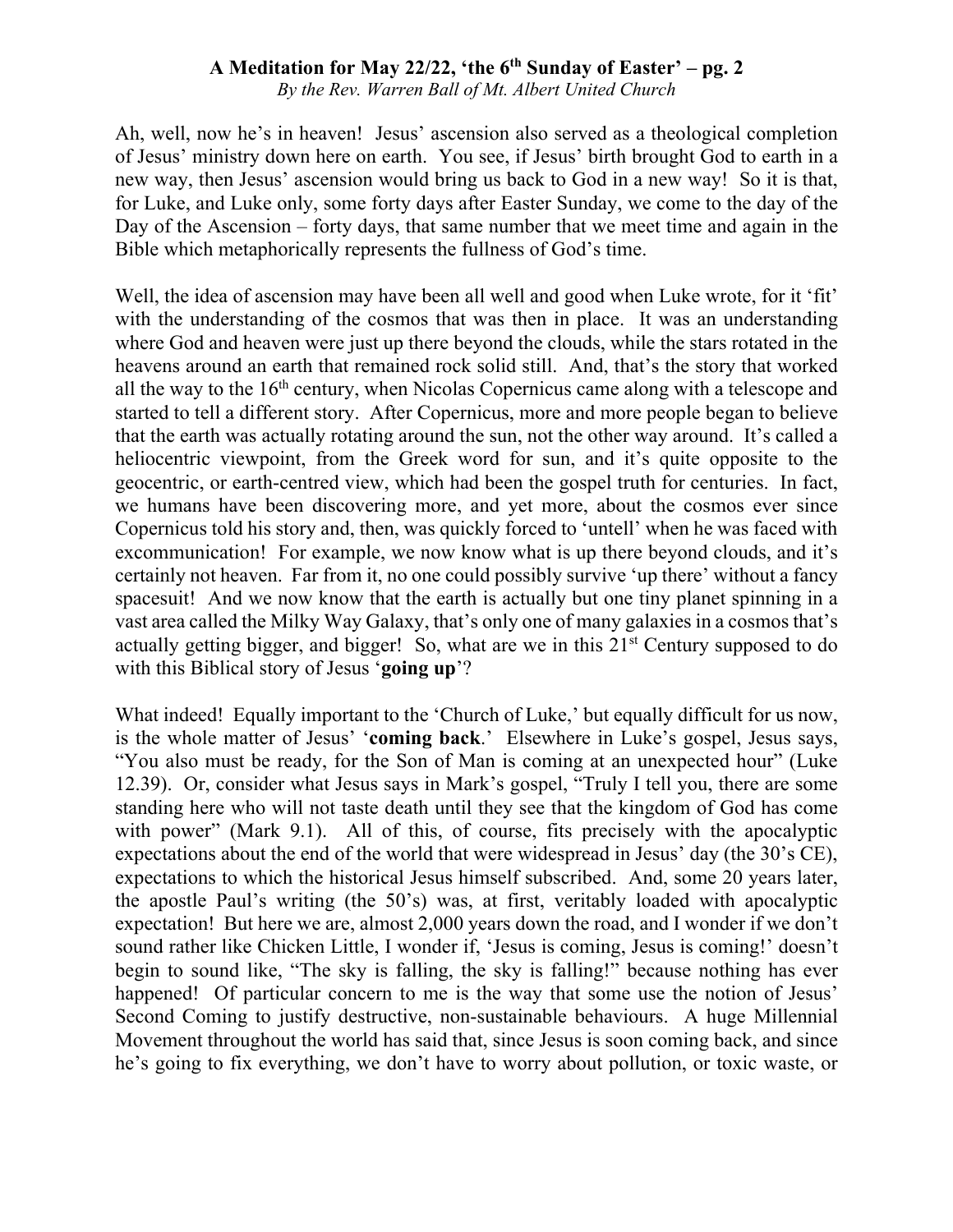Ah, well, now he's in heaven! Jesus' ascension also served as a theological completion of Jesus' ministry down here on earth. You see, if Jesus' birth brought God to earth in a new way, then Jesus' ascension would bring us back to God in a new way! So it is that, for Luke, and Luke only, some forty days after Easter Sunday, we come to the day of the Day of the Ascension – forty days, that same number that we meet time and again in the Bible which metaphorically represents the fullness of God's time.

Well, the idea of ascension may have been all well and good when Luke wrote, for it 'fit' with the understanding of the cosmos that was then in place. It was an understanding where God and heaven were just up there beyond the clouds, while the stars rotated in the heavens around an earth that remained rock solid still. And, that's the story that worked all the way to the 16th century, when Nicolas Copernicus came along with a telescope and started to tell a different story. After Copernicus, more and more people began to believe that the earth was actually rotating around the sun, not the other way around. It's called a heliocentric viewpoint, from the Greek word for sun, and it's quite opposite to the geocentric, or earth-centred view, which had been the gospel truth for centuries. In fact, we humans have been discovering more, and yet more, about the cosmos ever since Copernicus told his story and, then, was quickly forced to 'untell' when he was faced with excommunication! For example, we now know what is up there beyond clouds, and it's certainly not heaven. Far from it, no one could possibly survive 'up there' without a fancy spacesuit! And we now know that the earth is actually but one tiny planet spinning in a vast area called the Milky Way Galaxy, that's only one of many galaxies in a cosmos that's actually getting bigger, and bigger! So, what are we in this 21st Century supposed to do with this Biblical story of Jesus '**going up**'?

What indeed! Equally important to the 'Church of Luke,' but equally difficult for us now, is the whole matter of Jesus' '**coming back**.' Elsewhere in Luke's gospel, Jesus says, "You also must be ready, for the Son of Man is coming at an unexpected hour" (Luke 12.39). Or, consider what Jesus says in Mark's gospel, "Truly I tell you, there are some standing here who will not taste death until they see that the kingdom of God has come with power" (Mark 9.1). All of this, of course, fits precisely with the apocalyptic expectations about the end of the world that were widespread in Jesus' day (the 30's CE), expectations to which the historical Jesus himself subscribed. And, some 20 years later, the apostle Paul's writing (the 50's) was, at first, veritably loaded with apocalyptic expectation! But here we are, almost 2,000 years down the road, and I wonder if we don't sound rather like Chicken Little, I wonder if, 'Jesus is coming, Jesus is coming!' doesn't begin to sound like, "The sky is falling, the sky is falling!" because nothing has ever happened! Of particular concern to me is the way that some use the notion of Jesus' Second Coming to justify destructive, non-sustainable behaviours. A huge Millennial Movement throughout the world has said that, since Jesus is soon coming back, and since he's going to fix everything, we don't have to worry about pollution, or toxic waste, or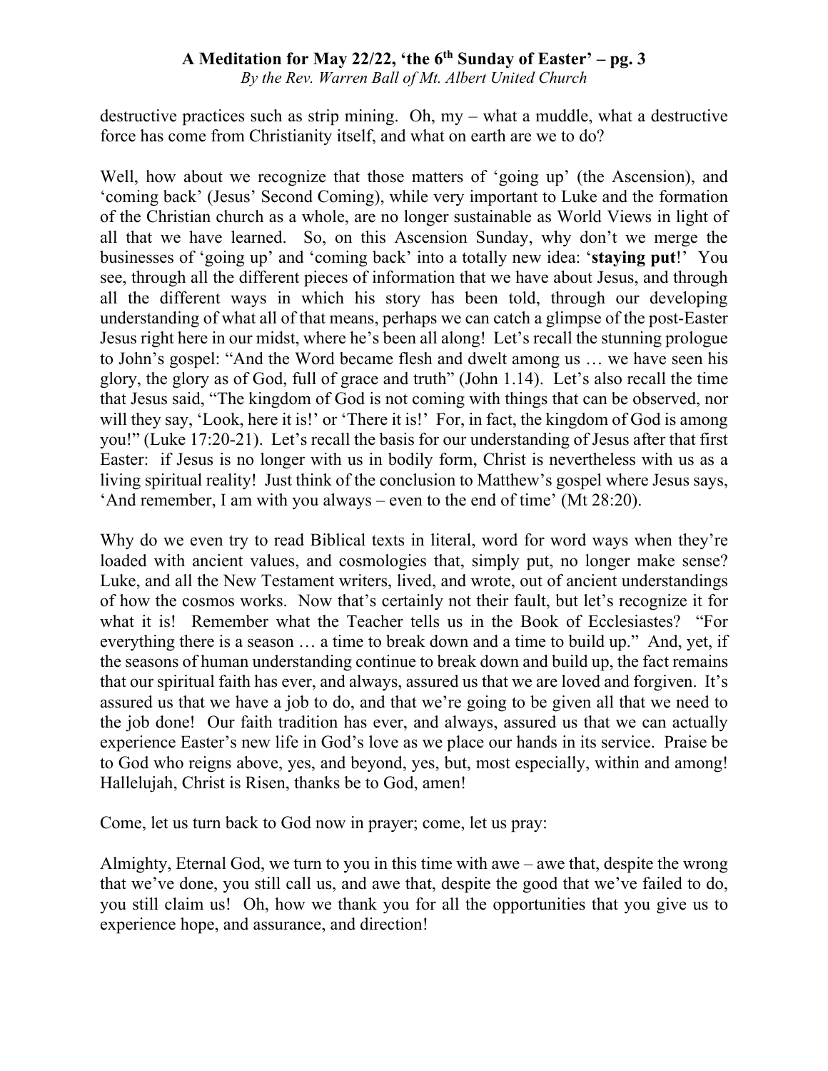destructive practices such as strip mining. Oh, my – what a muddle, what a destructive force has come from Christianity itself, and what on earth are we to do?

Well, how about we recognize that those matters of 'going up' (the Ascension), and 'coming back' (Jesus' Second Coming), while very important to Luke and the formation of the Christian church as a whole, are no longer sustainable as World Views in light of all that we have learned. So, on this Ascension Sunday, why don't we merge the businesses of 'going up' and 'coming back' into a totally new idea: '**staying put**!' You see, through all the different pieces of information that we have about Jesus, and through all the different ways in which his story has been told, through our developing understanding of what all of that means, perhaps we can catch a glimpse of the post-Easter Jesus right here in our midst, where he's been all along! Let's recall the stunning prologue to John's gospel: "And the Word became flesh and dwelt among us … we have seen his glory, the glory as of God, full of grace and truth" (John 1.14). Let's also recall the time that Jesus said, "The kingdom of God is not coming with things that can be observed, nor will they say, 'Look, here it is!' or 'There it is!' For, in fact, the kingdom of God is among you!" (Luke 17:20-21). Let's recall the basis for our understanding of Jesus after that first Easter: if Jesus is no longer with us in bodily form, Christ is nevertheless with us as a living spiritual reality! Just think of the conclusion to Matthew's gospel where Jesus says, 'And remember, I am with you always – even to the end of time' (Mt 28:20).

Why do we even try to read Biblical texts in literal, word for word ways when they're loaded with ancient values, and cosmologies that, simply put, no longer make sense? Luke, and all the New Testament writers, lived, and wrote, out of ancient understandings of how the cosmos works. Now that's certainly not their fault, but let's recognize it for what it is! Remember what the Teacher tells us in the Book of Ecclesiastes? "For everything there is a season … a time to break down and a time to build up." And, yet, if the seasons of human understanding continue to break down and build up, the fact remains that our spiritual faith has ever, and always, assured us that we are loved and forgiven. It's assured us that we have a job to do, and that we're going to be given all that we need to the job done! Our faith tradition has ever, and always, assured us that we can actually experience Easter's new life in God's love as we place our hands in its service. Praise be to God who reigns above, yes, and beyond, yes, but, most especially, within and among! Hallelujah, Christ is Risen, thanks be to God, amen!

Come, let us turn back to God now in prayer; come, let us pray:

Almighty, Eternal God, we turn to you in this time with awe – awe that, despite the wrong that we've done, you still call us, and awe that, despite the good that we've failed to do, you still claim us! Oh, how we thank you for all the opportunities that you give us to experience hope, and assurance, and direction!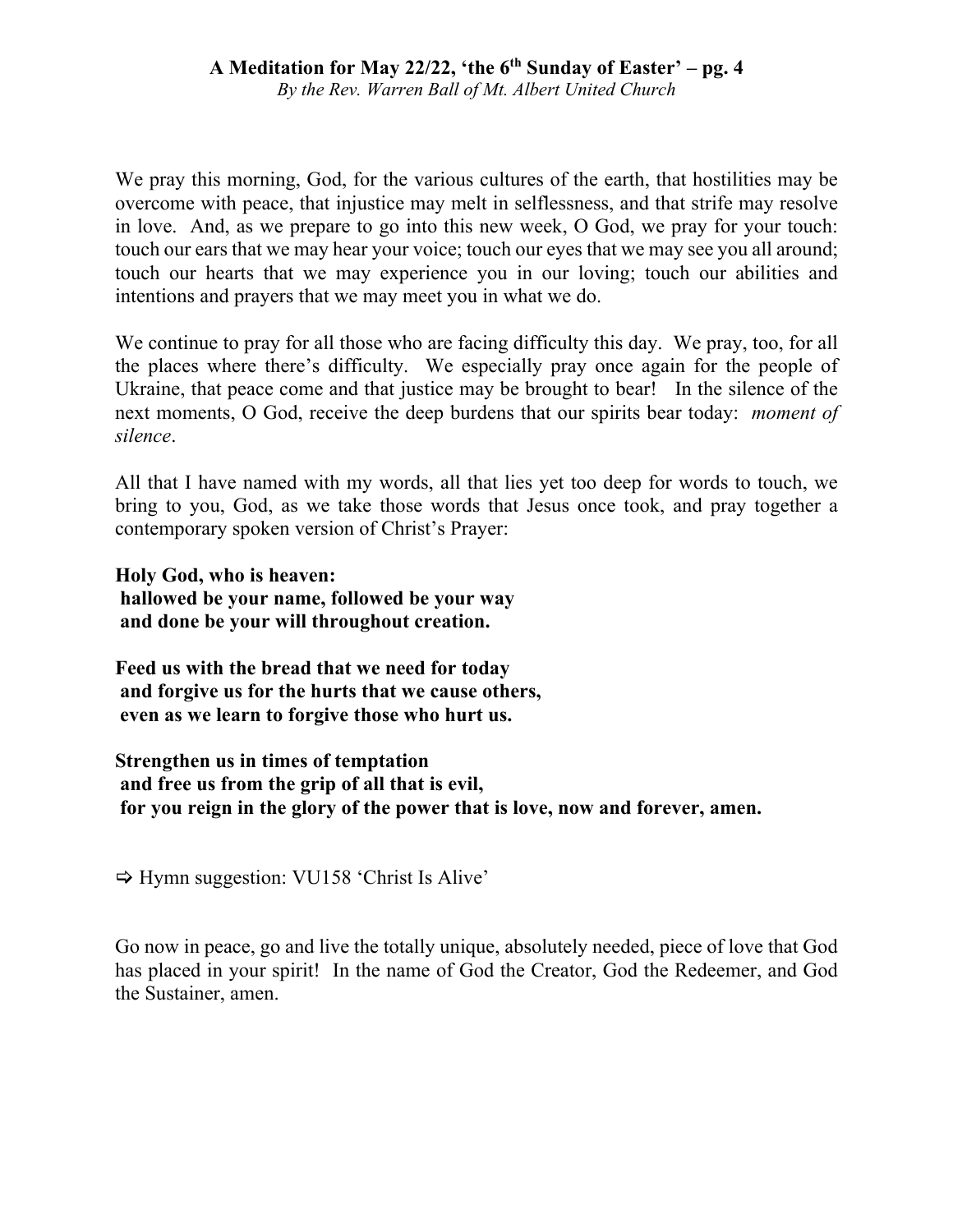We pray this morning, God, for the various cultures of the earth, that hostilities may be overcome with peace, that injustice may melt in selflessness, and that strife may resolve in love. And, as we prepare to go into this new week, O God, we pray for your touch: touch our ears that we may hear your voice; touch our eyes that we may see you all around; touch our hearts that we may experience you in our loving; touch our abilities and intentions and prayers that we may meet you in what we do.

We continue to pray for all those who are facing difficulty this day. We pray, too, for all the places where there's difficulty. We especially pray once again for the people of Ukraine, that peace come and that justice may be brought to bear! In the silence of the next moments, O God, receive the deep burdens that our spirits bear today: *moment of silence*.

All that I have named with my words, all that lies yet too deep for words to touch, we bring to you, God, as we take those words that Jesus once took, and pray together a contemporary spoken version of Christ's Prayer:

**Holy God, who is heaven:**
**hallowed be your name, followed be your way**
**and done be your will throughout creation.**

**Feed us with the bread that we need for today**
**and forgive us for the hurts that we cause others,**
**even as we learn to forgive those who hurt us.**

**Strengthen us in times of temptation**
**and free us from the grip of all that is evil,**
**for you reign in the glory of the power that is love, now and forever, amen.**

⇨ Hymn suggestion: VU158 'Christ Is Alive'

Go now in peace, go and live the totally unique, absolutely needed, piece of love that God has placed in your spirit! In the name of God the Creator, God the Redeemer, and God the Sustainer, amen.